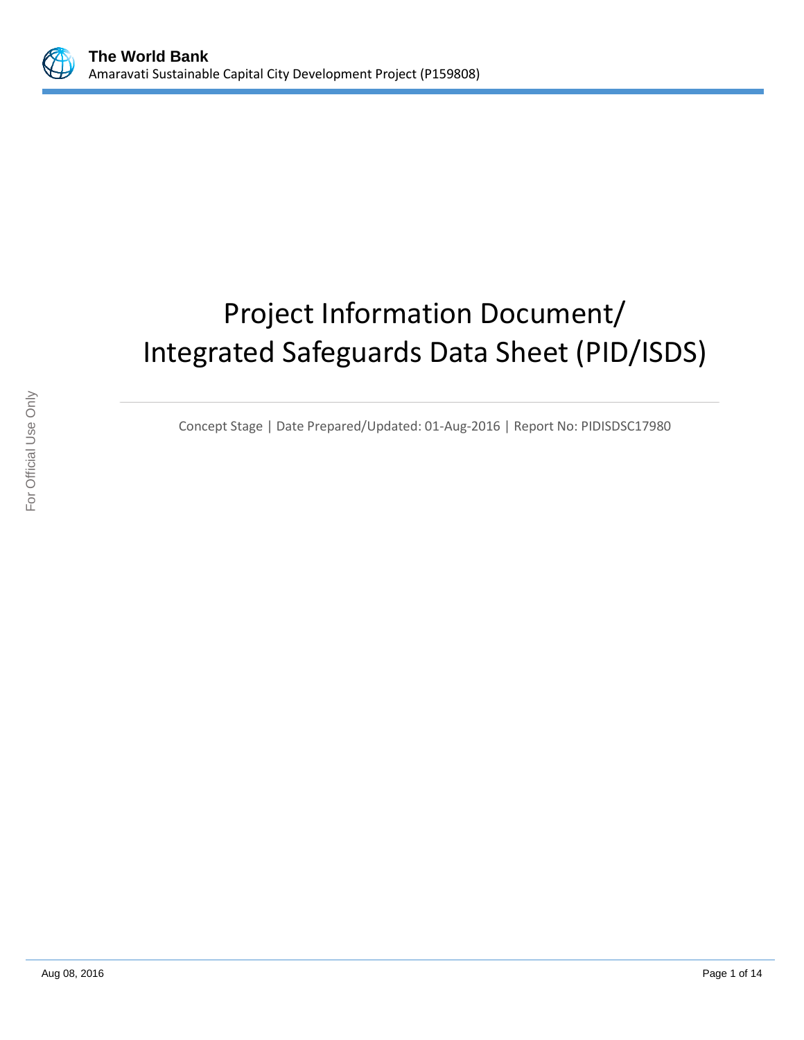# Project Information Document/ Integrated Safeguards Data Sheet (PID/ISDS)

Concept Stage | Date Prepared/Updated: 01-Aug-2016 | Report No: PIDISDSC17980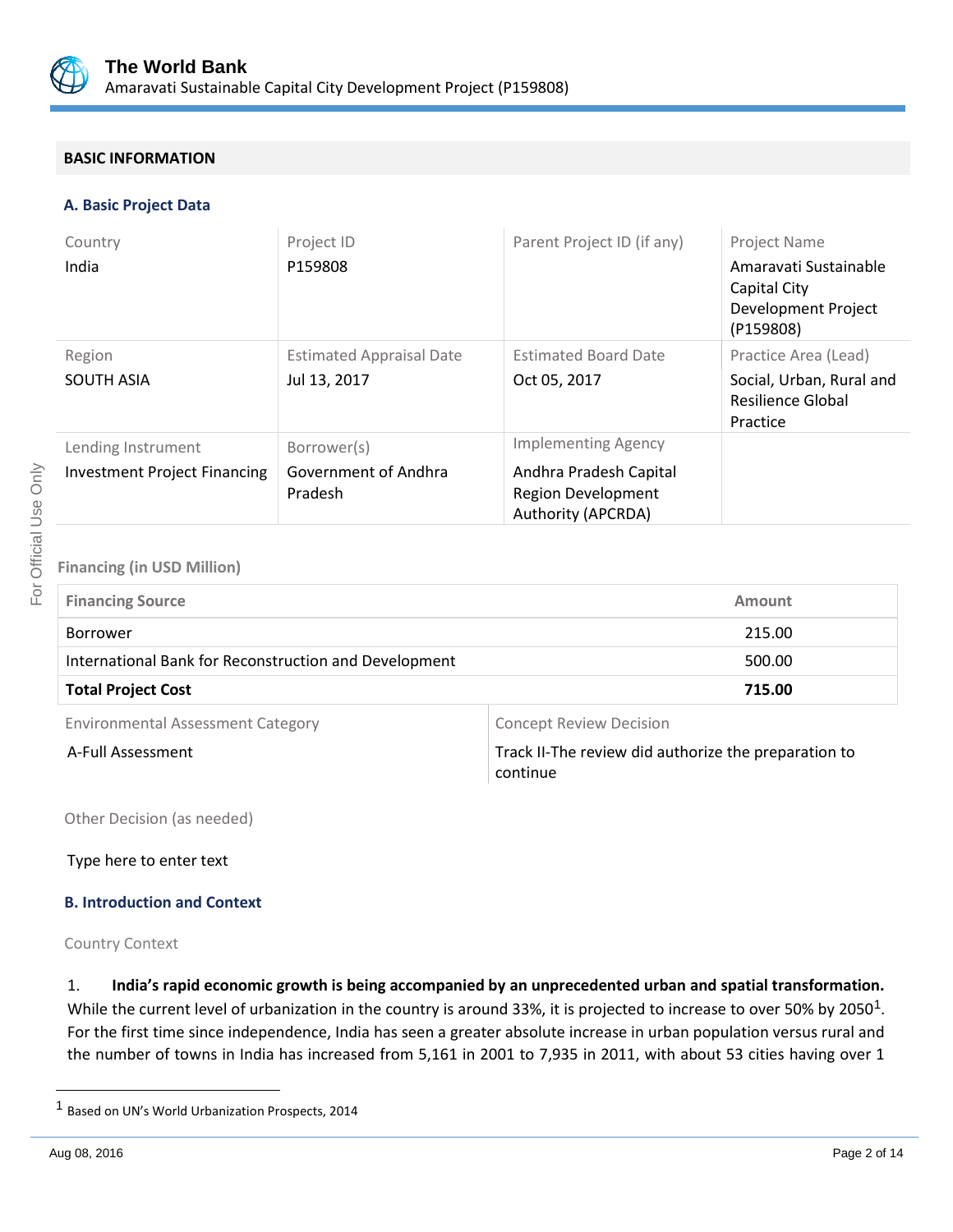## BASIC INFORMATION

### A. Basic Project Data

| Country | Project ID | Parent Project ID (if any) | Project Name |
|---|---|---|---|
| India | P159808 | | Amaravati Sustainable Capital City Development Project (P159808) |
| **Region** | **Estimated Appraisal Date** | **Estimated Board Date** | **Practice Area (Lead)** |
| SOUTH ASIA | Jul 13, 2017 | Oct 05, 2017 | Social, Urban, Rural and Resilience Global Practice |
| **Lending Instrument** | **Borrower(s)** | **Implementing Agency** | |
| Investment Project Financing | Government of Andhra Pradesh | Andhra Pradesh Capital Region Development Authority (APCRDA) | |

Financing (in USD Million)

| Financing Source | Amount |
|---|---|
| Borrower | 215.00 |
| International Bank for Reconstruction and Development | 500.00 |
| **Total Project Cost** | **715.00** |

| Environmental Assessment Category | Concept Review Decision |
|---|---|
| A-Full Assessment | Track II-The review did authorize the preparation to continue |

Other Decision (as needed)

Type here to enter text

### B. Introduction and Context

Country Context

1. **India's rapid economic growth is being accompanied by an unprecedented urban and spatial transformation.** While the current level of urbanization in the country is around 33%, it is projected to increase to over 50% by 2050[1]. For the first time since independence, India has seen a greater absolute increase in urban population versus rural and the number of towns in India has increased from 5,161 in 2001 to 7,935 in 2011, with about 53 cities having over 1

[1] Based on UN's World Urbanization Prospects, 2014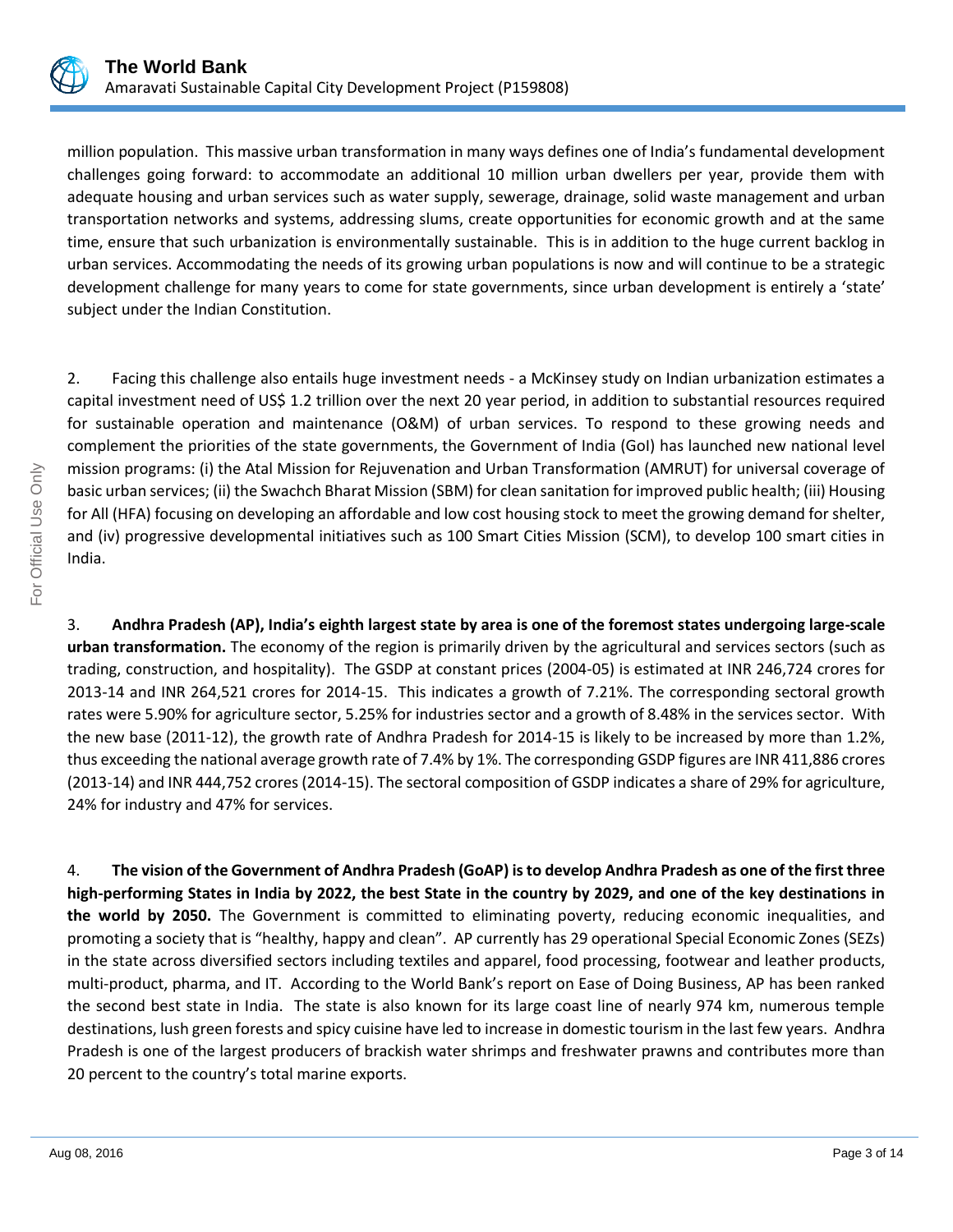million population. This massive urban transformation in many ways defines one of India's fundamental development challenges going forward: to accommodate an additional 10 million urban dwellers per year, provide them with adequate housing and urban services such as water supply, sewerage, drainage, solid waste management and urban transportation networks and systems, addressing slums, create opportunities for economic growth and at the same time, ensure that such urbanization is environmentally sustainable. This is in addition to the huge current backlog in urban services. Accommodating the needs of its growing urban populations is now and will continue to be a strategic development challenge for many years to come for state governments, since urban development is entirely a 'state' subject under the Indian Constitution.

2. Facing this challenge also entails huge investment needs - a McKinsey study on Indian urbanization estimates a capital investment need of US$ 1.2 trillion over the next 20 year period, in addition to substantial resources required for sustainable operation and maintenance (O&M) of urban services. To respond to these growing needs and complement the priorities of the state governments, the Government of India (GoI) has launched new national level mission programs: (i) the Atal Mission for Rejuvenation and Urban Transformation (AMRUT) for universal coverage of basic urban services; (ii) the Swachch Bharat Mission (SBM) for clean sanitation for improved public health; (iii) Housing for All (HFA) focusing on developing an affordable and low cost housing stock to meet the growing demand for shelter, and (iv) progressive developmental initiatives such as 100 Smart Cities Mission (SCM), to develop 100 smart cities in India.

3. **Andhra Pradesh (AP), India's eighth largest state by area is one of the foremost states undergoing large-scale urban transformation.** The economy of the region is primarily driven by the agricultural and services sectors (such as trading, construction, and hospitality). The GSDP at constant prices (2004-05) is estimated at INR 246,724 crores for 2013-14 and INR 264,521 crores for 2014-15. This indicates a growth of 7.21%. The corresponding sectoral growth rates were 5.90% for agriculture sector, 5.25% for industries sector and a growth of 8.48% in the services sector. With the new base (2011-12), the growth rate of Andhra Pradesh for 2014-15 is likely to be increased by more than 1.2%, thus exceeding the national average growth rate of 7.4% by 1%. The corresponding GSDP figures are INR 411,886 crores (2013-14) and INR 444,752 crores (2014-15). The sectoral composition of GSDP indicates a share of 29% for agriculture, 24% for industry and 47% for services.

4. **The vision of the Government of Andhra Pradesh (GoAP) is to develop Andhra Pradesh as one of the first three high-performing States in India by 2022, the best State in the country by 2029, and one of the key destinations in the world by 2050.** The Government is committed to eliminating poverty, reducing economic inequalities, and promoting a society that is "healthy, happy and clean". AP currently has 29 operational Special Economic Zones (SEZs) in the state across diversified sectors including textiles and apparel, food processing, footwear and leather products, multi-product, pharma, and IT. According to the World Bank's report on Ease of Doing Business, AP has been ranked the second best state in India. The state is also known for its large coast line of nearly 974 km, numerous temple destinations, lush green forests and spicy cuisine have led to increase in domestic tourism in the last few years. Andhra Pradesh is one of the largest producers of brackish water shrimps and freshwater prawns and contributes more than 20 percent to the country's total marine exports.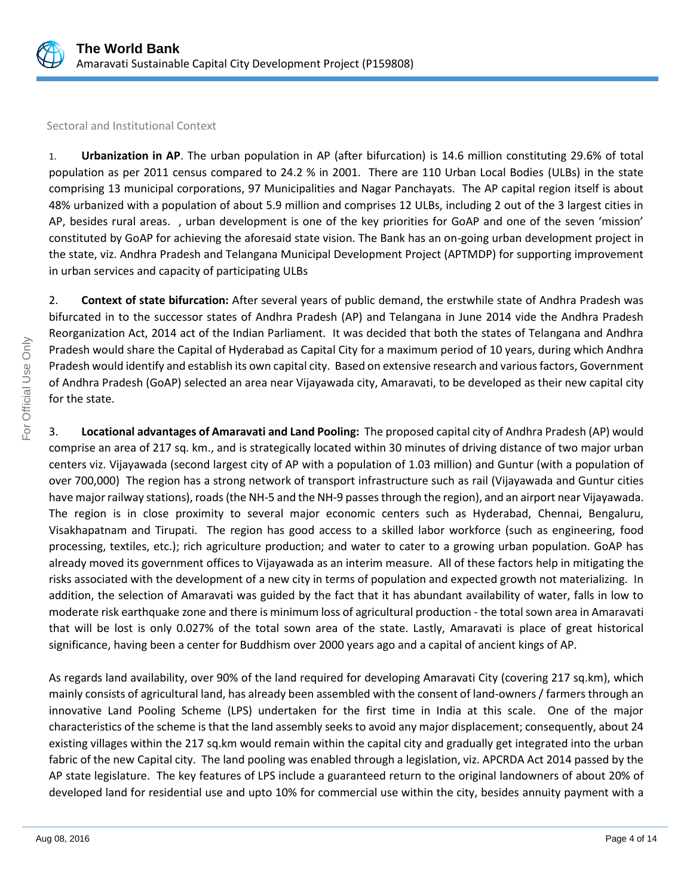Sectoral and Institutional Context

1. **Urbanization in AP**. The urban population in AP (after bifurcation) is 14.6 million constituting 29.6% of total population as per 2011 census compared to 24.2 % in 2001. There are 110 Urban Local Bodies (ULBs) in the state comprising 13 municipal corporations, 97 Municipalities and Nagar Panchayats. The AP capital region itself is about 48% urbanized with a population of about 5.9 million and comprises 12 ULBs, including 2 out of the 3 largest cities in AP, besides rural areas. , urban development is one of the key priorities for GoAP and one of the seven 'mission' constituted by GoAP for achieving the aforesaid state vision. The Bank has an on-going urban development project in the state, viz. Andhra Pradesh and Telangana Municipal Development Project (APTMDP) for supporting improvement in urban services and capacity of participating ULBs

2. **Context of state bifurcation:** After several years of public demand, the erstwhile state of Andhra Pradesh was bifurcated in to the successor states of Andhra Pradesh (AP) and Telangana in June 2014 vide the Andhra Pradesh Reorganization Act, 2014 act of the Indian Parliament. It was decided that both the states of Telangana and Andhra Pradesh would share the Capital of Hyderabad as Capital City for a maximum period of 10 years, during which Andhra Pradesh would identify and establish its own capital city. Based on extensive research and various factors, Government of Andhra Pradesh (GoAP) selected an area near Vijayawada city, Amaravati, to be developed as their new capital city for the state.

3. **Locational advantages of Amaravati and Land Pooling:** The proposed capital city of Andhra Pradesh (AP) would comprise an area of 217 sq. km., and is strategically located within 30 minutes of driving distance of two major urban centers viz. Vijayawada (second largest city of AP with a population of 1.03 million) and Guntur (with a population of over 700,000) The region has a strong network of transport infrastructure such as rail (Vijayawada and Guntur cities have major railway stations), roads (the NH-5 and the NH-9 passes through the region), and an airport near Vijayawada. The region is in close proximity to several major economic centers such as Hyderabad, Chennai, Bengaluru, Visakhapatnam and Tirupati. The region has good access to a skilled labor workforce (such as engineering, food processing, textiles, etc.); rich agriculture production; and water to cater to a growing urban population. GoAP has already moved its government offices to Vijayawada as an interim measure. All of these factors help in mitigating the risks associated with the development of a new city in terms of population and expected growth not materializing. In addition, the selection of Amaravati was guided by the fact that it has abundant availability of water, falls in low to moderate risk earthquake zone and there is minimum loss of agricultural production - the total sown area in Amaravati that will be lost is only 0.027% of the total sown area of the state. Lastly, Amaravati is place of great historical significance, having been a center for Buddhism over 2000 years ago and a capital of ancient kings of AP.

As regards land availability, over 90% of the land required for developing Amaravati City (covering 217 sq.km), which mainly consists of agricultural land, has already been assembled with the consent of land-owners / farmers through an innovative Land Pooling Scheme (LPS) undertaken for the first time in India at this scale. One of the major characteristics of the scheme is that the land assembly seeks to avoid any major displacement; consequently, about 24 existing villages within the 217 sq.km would remain within the capital city and gradually get integrated into the urban fabric of the new Capital city. The land pooling was enabled through a legislation, viz. APCRDA Act 2014 passed by the AP state legislature. The key features of LPS include a guaranteed return to the original landowners of about 20% of developed land for residential use and upto 10% for commercial use within the city, besides annuity payment with a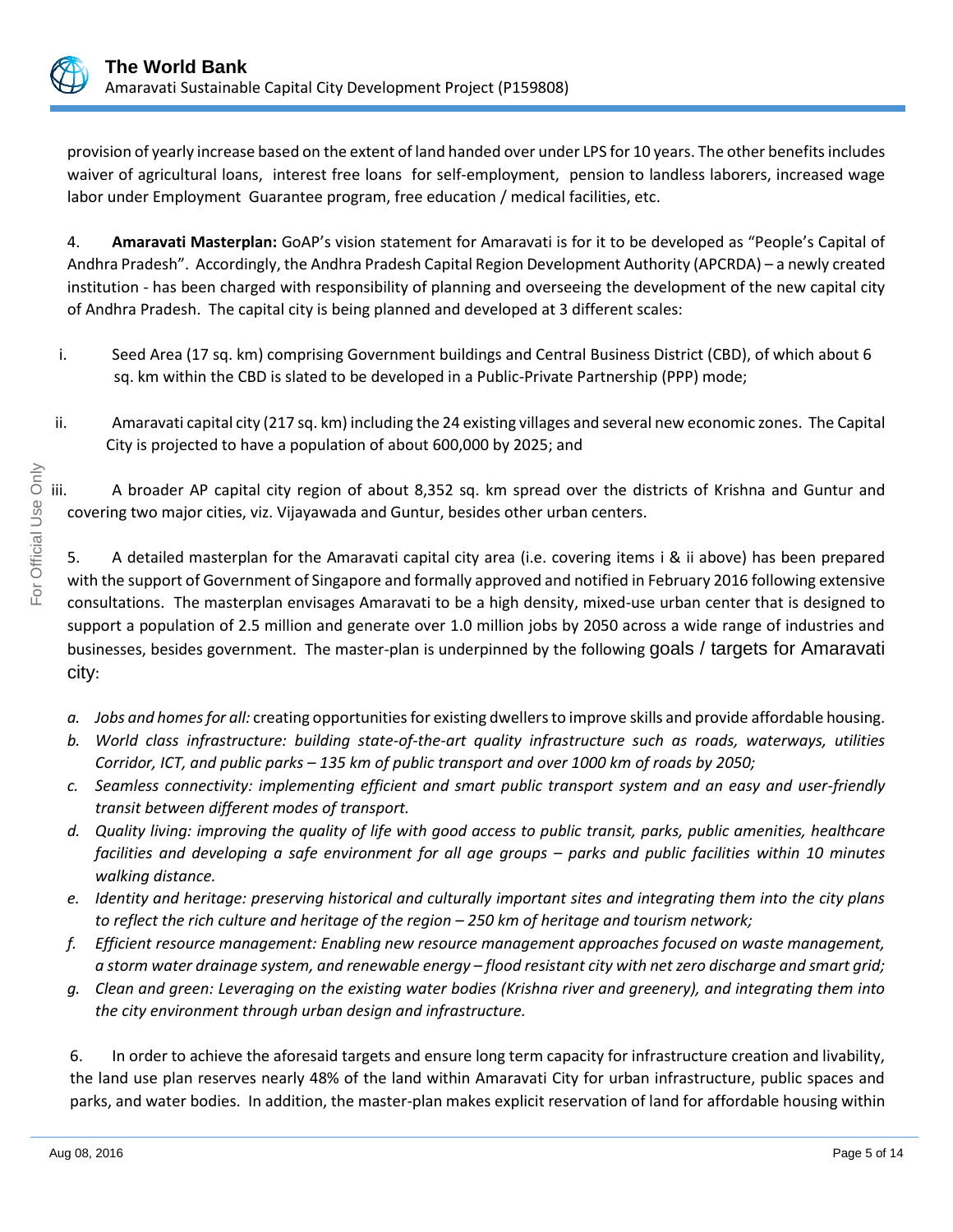provision of yearly increase based on the extent of land handed over under LPS for 10 years. The other benefits includes waiver of agricultural loans, interest free loans for self-employment, pension to landless laborers, increased wage labor under Employment Guarantee program, free education / medical facilities, etc.

4. **Amaravati Masterplan:** GoAP's vision statement for Amaravati is for it to be developed as "People's Capital of Andhra Pradesh". Accordingly, the Andhra Pradesh Capital Region Development Authority (APCRDA) – a newly created institution - has been charged with responsibility of planning and overseeing the development of the new capital city of Andhra Pradesh. The capital city is being planned and developed at 3 different scales:

i. Seed Area (17 sq. km) comprising Government buildings and Central Business District (CBD), of which about 6 sq. km within the CBD is slated to be developed in a Public-Private Partnership (PPP) mode;

ii. Amaravati capital city (217 sq. km) including the 24 existing villages and several new economic zones. The Capital City is projected to have a population of about 600,000 by 2025; and

iii. A broader AP capital city region of about 8,352 sq. km spread over the districts of Krishna and Guntur and covering two major cities, viz. Vijayawada and Guntur, besides other urban centers.

5. A detailed masterplan for the Amaravati capital city area (i.e. covering items i & ii above) has been prepared with the support of Government of Singapore and formally approved and notified in February 2016 following extensive consultations. The masterplan envisages Amaravati to be a high density, mixed-use urban center that is designed to support a population of 2.5 million and generate over 1.0 million jobs by 2050 across a wide range of industries and businesses, besides government. The master-plan is underpinned by the following goals / targets for Amaravati city:

a. *Jobs and homes for all:* creating opportunities for existing dwellers to improve skills and provide affordable housing.
b. *World class infrastructure: building state-of-the-art quality infrastructure such as roads, waterways, utilities Corridor, ICT, and public parks – 135 km of public transport and over 1000 km of roads by 2050;*
c. *Seamless connectivity: implementing efficient and smart public transport system and an easy and user-friendly transit between different modes of transport.*
d. *Quality living: improving the quality of life with good access to public transit, parks, public amenities, healthcare facilities and developing a safe environment for all age groups – parks and public facilities within 10 minutes walking distance.*
e. *Identity and heritage: preserving historical and culturally important sites and integrating them into the city plans to reflect the rich culture and heritage of the region – 250 km of heritage and tourism network;*
f. *Efficient resource management: Enabling new resource management approaches focused on waste management, a storm water drainage system, and renewable energy – flood resistant city with net zero discharge and smart grid;*
g. *Clean and green: Leveraging on the existing water bodies (Krishna river and greenery), and integrating them into the city environment through urban design and infrastructure.*

6. In order to achieve the aforesaid targets and ensure long term capacity for infrastructure creation and livability, the land use plan reserves nearly 48% of the land within Amaravati City for urban infrastructure, public spaces and parks, and water bodies. In addition, the master-plan makes explicit reservation of land for affordable housing within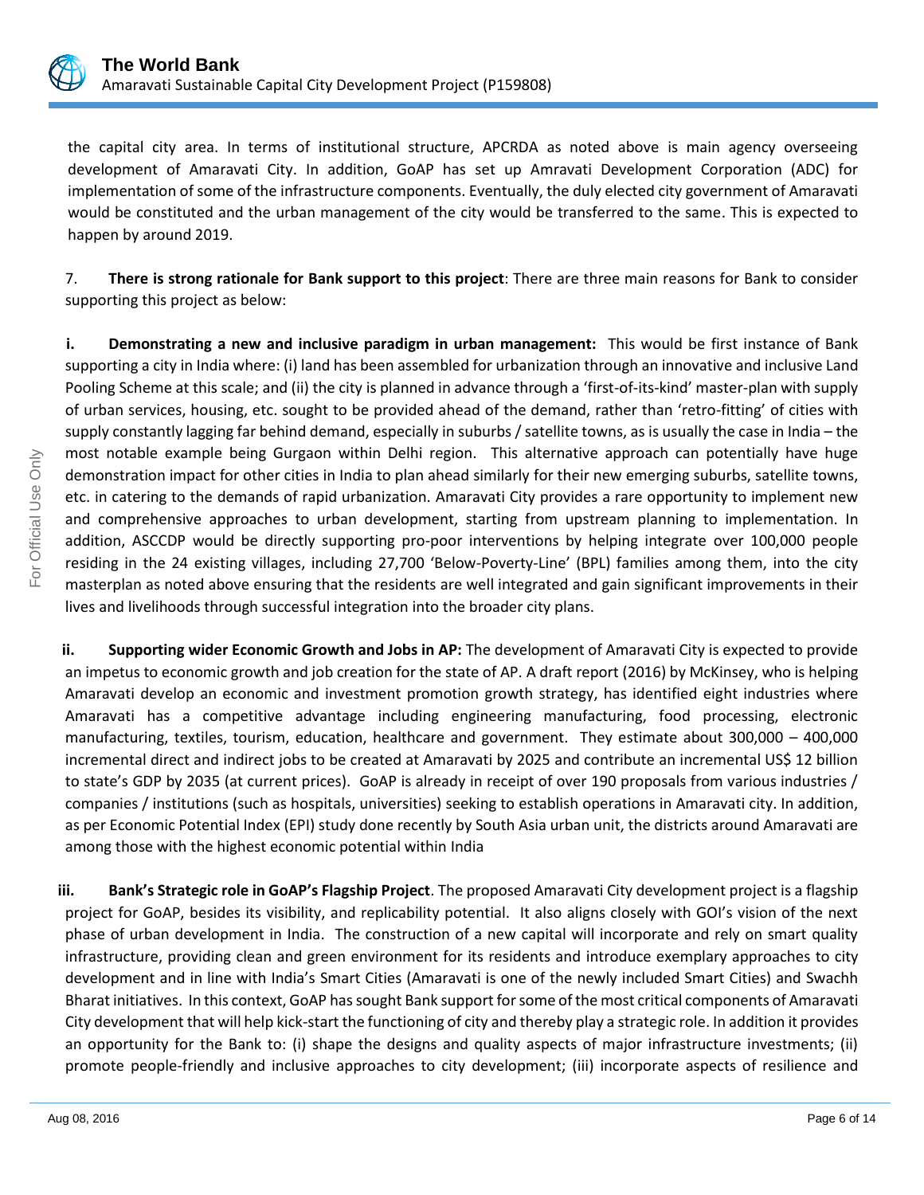the capital city area. In terms of institutional structure, APCRDA as noted above is main agency overseeing development of Amaravati City. In addition, GoAP has set up Amravati Development Corporation (ADC) for implementation of some of the infrastructure components. Eventually, the duly elected city government of Amaravati would be constituted and the urban management of the city would be transferred to the same. This is expected to happen by around 2019.

7. **There is strong rationale for Bank support to this project**: There are three main reasons for Bank to consider supporting this project as below:

**i. Demonstrating a new and inclusive paradigm in urban management:** This would be first instance of Bank supporting a city in India where: (i) land has been assembled for urbanization through an innovative and inclusive Land Pooling Scheme at this scale; and (ii) the city is planned in advance through a 'first-of-its-kind' master-plan with supply of urban services, housing, etc. sought to be provided ahead of the demand, rather than 'retro-fitting' of cities with supply constantly lagging far behind demand, especially in suburbs / satellite towns, as is usually the case in India – the most notable example being Gurgaon within Delhi region. This alternative approach can potentially have huge demonstration impact for other cities in India to plan ahead similarly for their new emerging suburbs, satellite towns, etc. in catering to the demands of rapid urbanization. Amaravati City provides a rare opportunity to implement new and comprehensive approaches to urban development, starting from upstream planning to implementation. In addition, ASCCDP would be directly supporting pro-poor interventions by helping integrate over 100,000 people residing in the 24 existing villages, including 27,700 'Below-Poverty-Line' (BPL) families among them, into the city masterplan as noted above ensuring that the residents are well integrated and gain significant improvements in their lives and livelihoods through successful integration into the broader city plans.

**ii. Supporting wider Economic Growth and Jobs in AP:** The development of Amaravati City is expected to provide an impetus to economic growth and job creation for the state of AP. A draft report (2016) by McKinsey, who is helping Amaravati develop an economic and investment promotion growth strategy, has identified eight industries where Amaravati has a competitive advantage including engineering manufacturing, food processing, electronic manufacturing, textiles, tourism, education, healthcare and government. They estimate about 300,000 – 400,000 incremental direct and indirect jobs to be created at Amaravati by 2025 and contribute an incremental US$ 12 billion to state's GDP by 2035 (at current prices). GoAP is already in receipt of over 190 proposals from various industries / companies / institutions (such as hospitals, universities) seeking to establish operations in Amaravati city. In addition, as per Economic Potential Index (EPI) study done recently by South Asia urban unit, the districts around Amaravati are among those with the highest economic potential within India

**iii. Bank's Strategic role in GoAP's Flagship Project**. The proposed Amaravati City development project is a flagship project for GoAP, besides its visibility, and replicability potential. It also aligns closely with GOI's vision of the next phase of urban development in India. The construction of a new capital will incorporate and rely on smart quality infrastructure, providing clean and green environment for its residents and introduce exemplary approaches to city development and in line with India's Smart Cities (Amaravati is one of the newly included Smart Cities) and Swachh Bharat initiatives. In this context, GoAP has sought Bank support for some of the most critical components of Amaravati City development that will help kick-start the functioning of city and thereby play a strategic role. In addition it provides an opportunity for the Bank to: (i) shape the designs and quality aspects of major infrastructure investments; (ii) promote people-friendly and inclusive approaches to city development; (iii) incorporate aspects of resilience and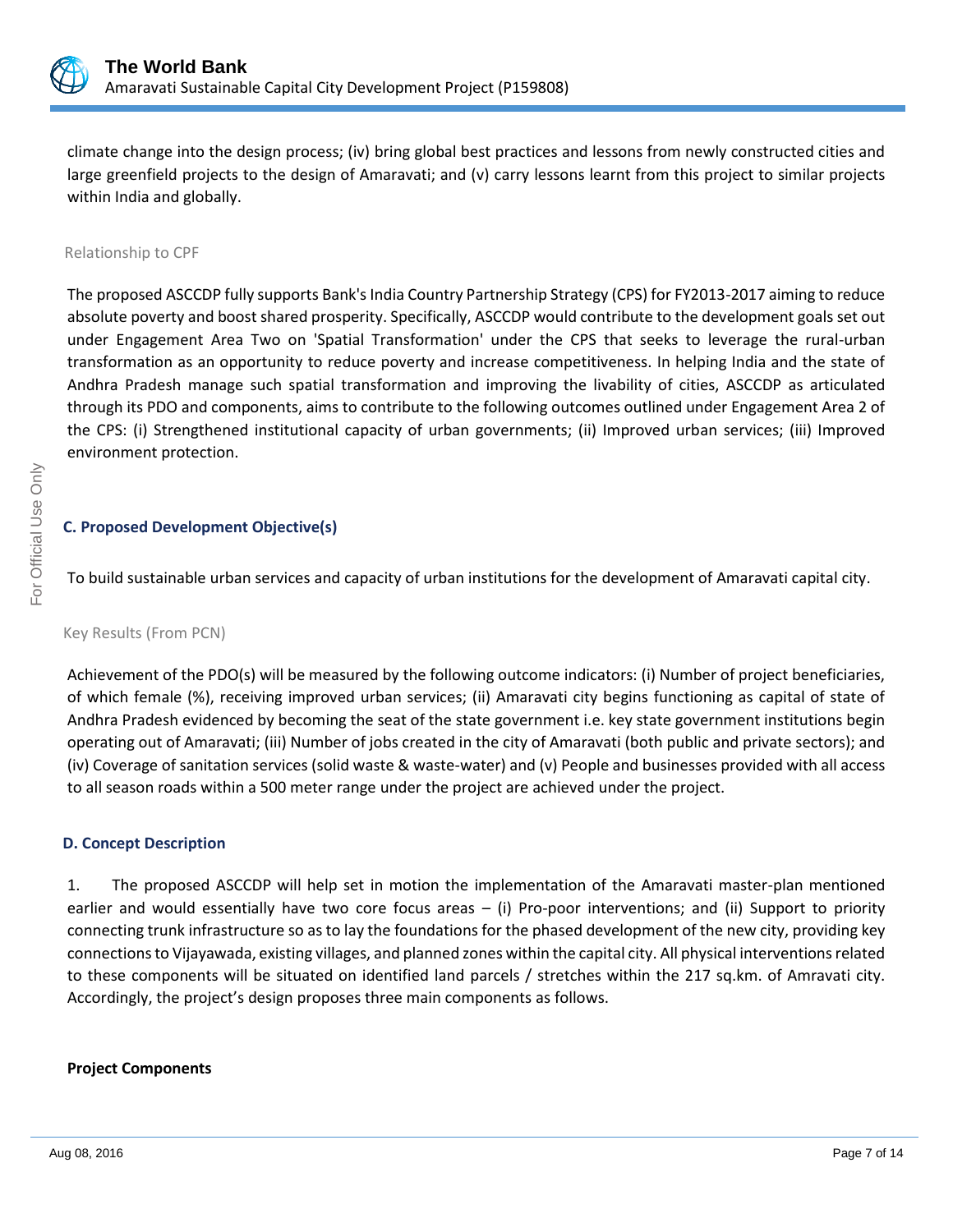climate change into the design process; (iv) bring global best practices and lessons from newly constructed cities and large greenfield projects to the design of Amaravati; and (v) carry lessons learnt from this project to similar projects within India and globally.

Relationship to CPF

The proposed ASCCDP fully supports Bank's India Country Partnership Strategy (CPS) for FY2013-2017 aiming to reduce absolute poverty and boost shared prosperity. Specifically, ASCCDP would contribute to the development goals set out under Engagement Area Two on 'Spatial Transformation' under the CPS that seeks to leverage the rural-urban transformation as an opportunity to reduce poverty and increase competitiveness. In helping India and the state of Andhra Pradesh manage such spatial transformation and improving the livability of cities, ASCCDP as articulated through its PDO and components, aims to contribute to the following outcomes outlined under Engagement Area 2 of the CPS: (i) Strengthened institutional capacity of urban governments; (ii) Improved urban services; (iii) Improved environment protection.

## C. Proposed Development Objective(s)

To build sustainable urban services and capacity of urban institutions for the development of Amaravati capital city.

Key Results (From PCN)

Achievement of the PDO(s) will be measured by the following outcome indicators: (i) Number of project beneficiaries, of which female (%), receiving improved urban services; (ii) Amaravati city begins functioning as capital of state of Andhra Pradesh evidenced by becoming the seat of the state government i.e. key state government institutions begin operating out of Amaravati; (iii) Number of jobs created in the city of Amaravati (both public and private sectors); and (iv) Coverage of sanitation services (solid waste & waste-water) and (v) People and businesses provided with all access to all season roads within a 500 meter range under the project are achieved under the project.

## D. Concept Description

1. The proposed ASCCDP will help set in motion the implementation of the Amaravati master-plan mentioned earlier and would essentially have two core focus areas – (i) Pro-poor interventions; and (ii) Support to priority connecting trunk infrastructure so as to lay the foundations for the phased development of the new city, providing key connections to Vijayawada, existing villages, and planned zones within the capital city. All physical interventions related to these components will be situated on identified land parcels / stretches within the 217 sq.km. of Amravati city. Accordingly, the project's design proposes three main components as follows.

**Project Components**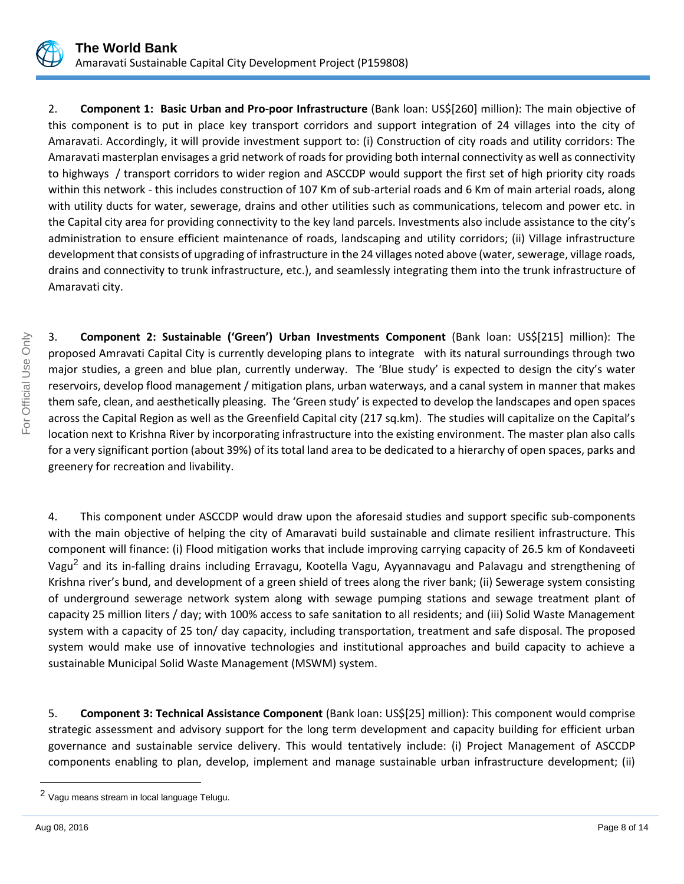2. **Component 1: Basic Urban and Pro-poor Infrastructure** (Bank loan: US$[260] million): The main objective of this component is to put in place key transport corridors and support integration of 24 villages into the city of Amaravati. Accordingly, it will provide investment support to: (i) Construction of city roads and utility corridors: The Amaravati masterplan envisages a grid network of roads for providing both internal connectivity as well as connectivity to highways / transport corridors to wider region and ASCCDP would support the first set of high priority city roads within this network - this includes construction of 107 Km of sub-arterial roads and 6 Km of main arterial roads, along with utility ducts for water, sewerage, drains and other utilities such as communications, telecom and power etc. in the Capital city area for providing connectivity to the key land parcels. Investments also include assistance to the city's administration to ensure efficient maintenance of roads, landscaping and utility corridors; (ii) Village infrastructure development that consists of upgrading of infrastructure in the 24 villages noted above (water, sewerage, village roads, drains and connectivity to trunk infrastructure, etc.), and seamlessly integrating them into the trunk infrastructure of Amaravati city.

3. **Component 2: Sustainable ('Green') Urban Investments Component** (Bank loan: US$[215] million): The proposed Amravati Capital City is currently developing plans to integrate with its natural surroundings through two major studies, a green and blue plan, currently underway. The 'Blue study' is expected to design the city's water reservoirs, develop flood management / mitigation plans, urban waterways, and a canal system in manner that makes them safe, clean, and aesthetically pleasing. The 'Green study' is expected to develop the landscapes and open spaces across the Capital Region as well as the Greenfield Capital city (217 sq.km). The studies will capitalize on the Capital's location next to Krishna River by incorporating infrastructure into the existing environment. The master plan also calls for a very significant portion (about 39%) of its total land area to be dedicated to a hierarchy of open spaces, parks and greenery for recreation and livability.

4. This component under ASCCDP would draw upon the aforesaid studies and support specific sub-components with the main objective of helping the city of Amaravati build sustainable and climate resilient infrastructure. This component will finance: (i) Flood mitigation works that include improving carrying capacity of 26.5 km of Kondaveeti Vagu[2] and its in-falling drains including Erravagu, Kootella Vagu, Ayyannavagu and Palavagu and strengthening of Krishna river's bund, and development of a green shield of trees along the river bank; (ii) Sewerage system consisting of underground sewerage network system along with sewage pumping stations and sewage treatment plant of capacity 25 million liters / day; with 100% access to safe sanitation to all residents; and (iii) Solid Waste Management system with a capacity of 25 ton/ day capacity, including transportation, treatment and safe disposal. The proposed system would make use of innovative technologies and institutional approaches and build capacity to achieve a sustainable Municipal Solid Waste Management (MSWM) system.

5. **Component 3: Technical Assistance Component** (Bank loan: US$[25] million): This component would comprise strategic assessment and advisory support for the long term development and capacity building for efficient urban governance and sustainable service delivery. This would tentatively include: (i) Project Management of ASCCDP components enabling to plan, develop, implement and manage sustainable urban infrastructure development; (ii)

[2] Vagu means stream in local language Telugu.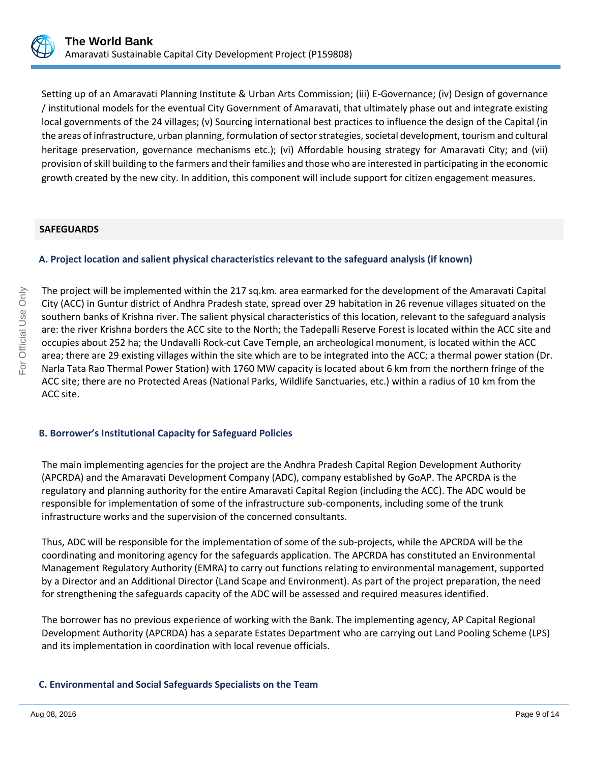Setting up of an Amaravati Planning Institute & Urban Arts Commission; (iii) E-Governance; (iv) Design of governance / institutional models for the eventual City Government of Amaravati, that ultimately phase out and integrate existing local governments of the 24 villages; (v) Sourcing international best practices to influence the design of the Capital (in the areas of infrastructure, urban planning, formulation of sector strategies, societal development, tourism and cultural heritage preservation, governance mechanisms etc.); (vi) Affordable housing strategy for Amaravati City; and (vii) provision of skill building to the farmers and their families and those who are interested in participating in the economic growth created by the new city. In addition, this component will include support for citizen engagement measures.

## SAFEGUARDS

### A. Project location and salient physical characteristics relevant to the safeguard analysis (if known)

The project will be implemented within the 217 sq.km. area earmarked for the development of the Amaravati Capital City (ACC) in Guntur district of Andhra Pradesh state, spread over 29 habitation in 26 revenue villages situated on the southern banks of Krishna river. The salient physical characteristics of this location, relevant to the safeguard analysis are: the river Krishna borders the ACC site to the North; the Tadepalli Reserve Forest is located within the ACC site and occupies about 252 ha; the Undavalli Rock-cut Cave Temple, an archeological monument, is located within the ACC area; there are 29 existing villages within the site which are to be integrated into the ACC; a thermal power station (Dr. Narla Tata Rao Thermal Power Station) with 1760 MW capacity is located about 6 km from the northern fringe of the ACC site; there are no Protected Areas (National Parks, Wildlife Sanctuaries, etc.) within a radius of 10 km from the ACC site.

### B. Borrower's Institutional Capacity for Safeguard Policies

The main implementing agencies for the project are the Andhra Pradesh Capital Region Development Authority (APCRDA) and the Amaravati Development Company (ADC), company established by GoAP. The APCRDA is the regulatory and planning authority for the entire Amaravati Capital Region (including the ACC). The ADC would be responsible for implementation of some of the infrastructure sub-components, including some of the trunk infrastructure works and the supervision of the concerned consultants.

Thus, ADC will be responsible for the implementation of some of the sub-projects, while the APCRDA will be the coordinating and monitoring agency for the safeguards application. The APCRDA has constituted an Environmental Management Regulatory Authority (EMRA) to carry out functions relating to environmental management, supported by a Director and an Additional Director (Land Scape and Environment). As part of the project preparation, the need for strengthening the safeguards capacity of the ADC will be assessed and required measures identified.

The borrower has no previous experience of working with the Bank. The implementing agency, AP Capital Regional Development Authority (APCRDA) has a separate Estates Department who are carrying out Land Pooling Scheme (LPS) and its implementation in coordination with local revenue officials.

### C. Environmental and Social Safeguards Specialists on the Team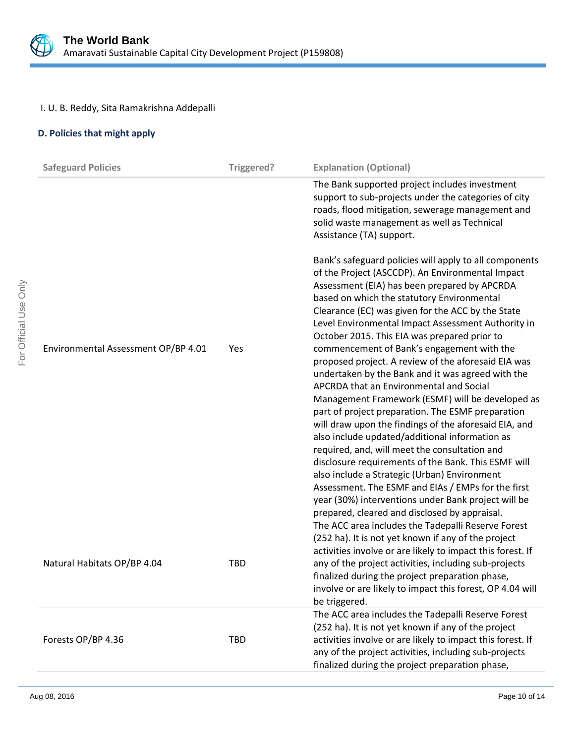I. U. B. Reddy, Sita Ramakrishna Addepalli

### D. Policies that might apply

| Safeguard Policies | Triggered? | Explanation (Optional) |
|---|---|---|
| Environmental Assessment OP/BP 4.01 | Yes | The Bank supported project includes investment support to sub-projects under the categories of city roads, flood mitigation, sewerage management and solid waste management as well as Technical Assistance (TA) support.<br><br>Bank's safeguard policies will apply to all components of the Project (ASCCDP). An Environmental Impact Assessment (EIA) has been prepared by APCRDA based on which the statutory Environmental Clearance (EC) was given for the ACC by the State Level Environmental Impact Assessment Authority in October 2015. This EIA was prepared prior to commencement of Bank's engagement with the proposed project. A review of the aforesaid EIA was undertaken by the Bank and it was agreed with the APCRDA that an Environmental and Social Management Framework (ESMF) will be developed as part of project preparation. The ESMF preparation will draw upon the findings of the aforesaid EIA, and also include updated/additional information as required, and, will meet the consultation and disclosure requirements of the Bank. This ESMF will also include a Strategic (Urban) Environment Assessment. The ESMF and EIAs / EMPs for the first year (30%) interventions under Bank project will be prepared, cleared and disclosed by appraisal. |
| Natural Habitats OP/BP 4.04 | TBD | The ACC area includes the Tadepalli Reserve Forest (252 ha). It is not yet known if any of the project activities involve or are likely to impact this forest. If any of the project activities, including sub-projects finalized during the project preparation phase, involve or are likely to impact this forest, OP 4.04 will be triggered. |
| Forests OP/BP 4.36 | TBD | The ACC area includes the Tadepalli Reserve Forest (252 ha). It is not yet known if any of the project activities involve or are likely to impact this forest. If any of the project activities, including sub-projects finalized during the project preparation phase, |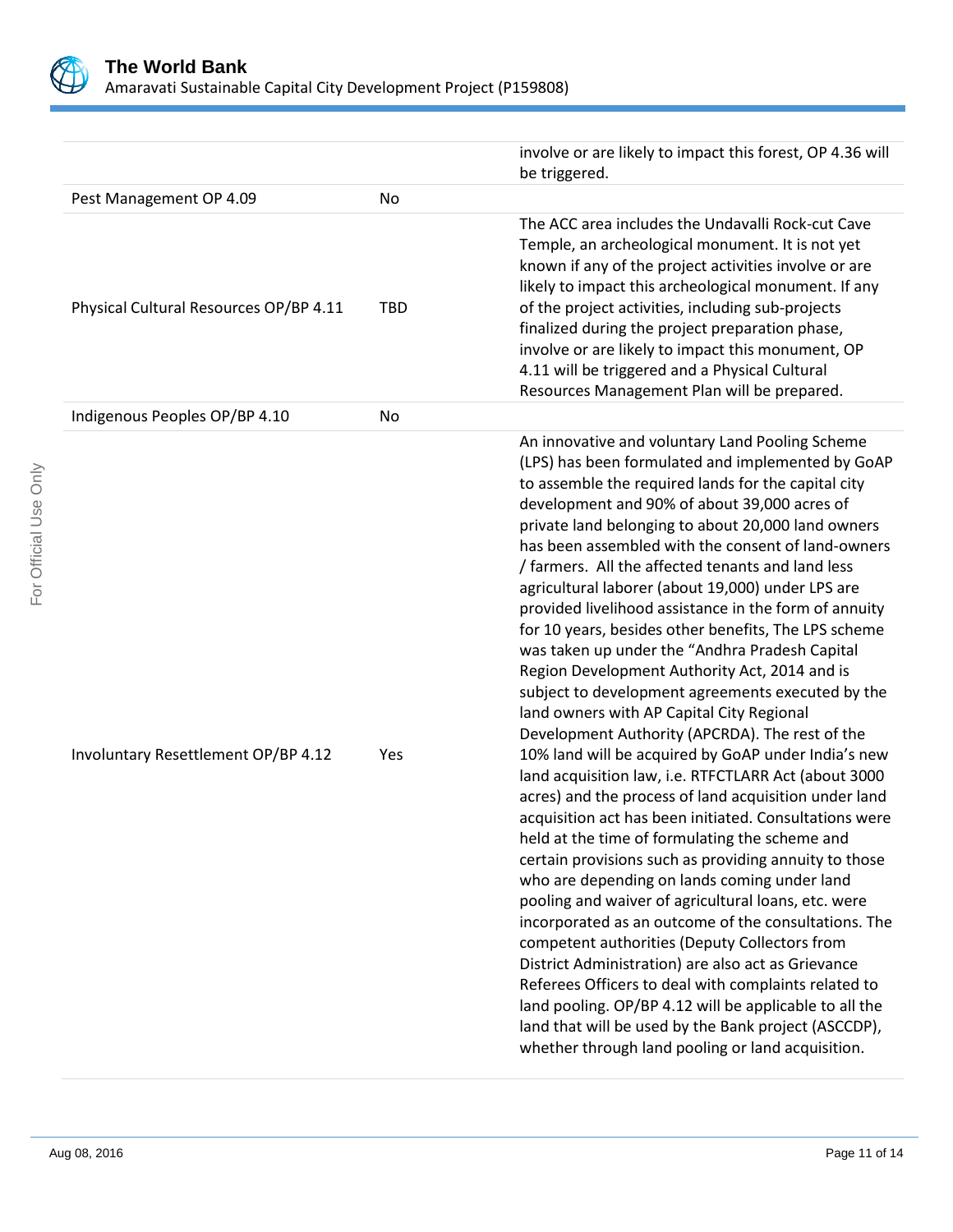| | | |
|---|---|---|
| | | involve or are likely to impact this forest, OP 4.36 will be triggered. |
| Pest Management OP 4.09 | No | |
| Physical Cultural Resources OP/BP 4.11 | TBD | The ACC area includes the Undavalli Rock-cut Cave Temple, an archeological monument. It is not yet known if any of the project activities involve or are likely to impact this archeological monument. If any of the project activities, including sub-projects finalized during the project preparation phase, involve or are likely to impact this monument, OP 4.11 will be triggered and a Physical Cultural Resources Management Plan will be prepared. |
| Indigenous Peoples OP/BP 4.10 | No | |
| Involuntary Resettlement OP/BP 4.12 | Yes | An innovative and voluntary Land Pooling Scheme (LPS) has been formulated and implemented by GoAP to assemble the required lands for the capital city development and 90% of about 39,000 acres of private land belonging to about 20,000 land owners has been assembled with the consent of land-owners / farmers. All the affected tenants and land less agricultural laborer (about 19,000) under LPS are provided livelihood assistance in the form of annuity for 10 years, besides other benefits, The LPS scheme was taken up under the "Andhra Pradesh Capital Region Development Authority Act, 2014 and is subject to development agreements executed by the land owners with AP Capital City Regional Development Authority (APCRDA). The rest of the 10% land will be acquired by GoAP under India's new land acquisition law, i.e. RTFCTLARR Act (about 3000 acres) and the process of land acquisition under land acquisition act has been initiated. Consultations were held at the time of formulating the scheme and certain provisions such as providing annuity to those who are depending on lands coming under land pooling and waiver of agricultural loans, etc. were incorporated as an outcome of the consultations. The competent authorities (Deputy Collectors from District Administration) are also act as Grievance Referees Officers to deal with complaints related to land pooling. OP/BP 4.12 will be applicable to all the land that will be used by the Bank project (ASCCDP), whether through land pooling or land acquisition. |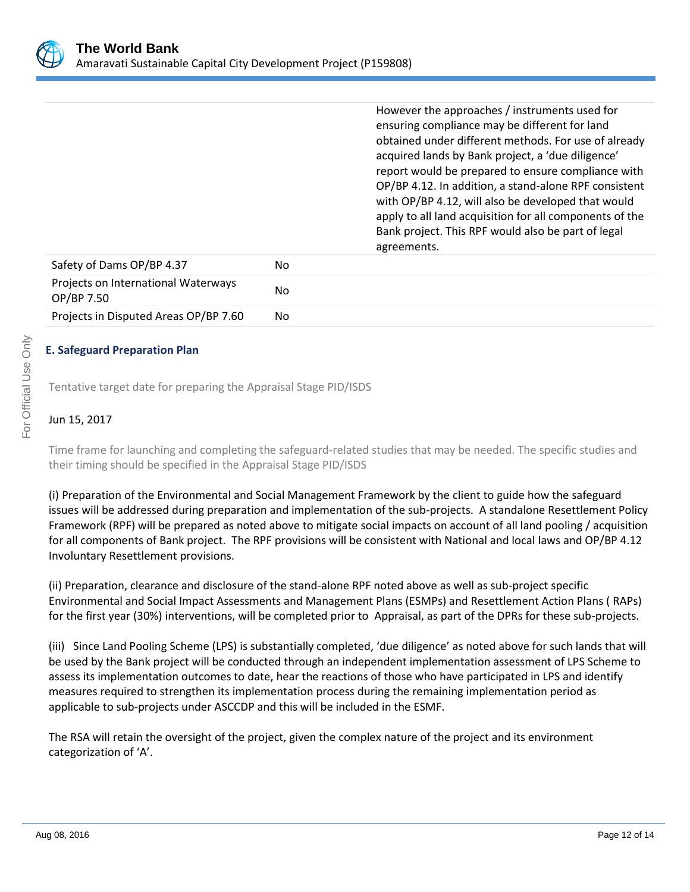| | | |
|---|---|---|
| | | However the approaches / instruments used for ensuring compliance may be different for land obtained under different methods. For use of already acquired lands by Bank project, a 'due diligence' report would be prepared to ensure compliance with OP/BP 4.12. In addition, a stand-alone RPF consistent with OP/BP 4.12, will also be developed that would apply to all land acquisition for all components of the Bank project. This RPF would also be part of legal agreements. |
| Safety of Dams OP/BP 4.37 | No | |
| Projects on International Waterways OP/BP 7.50 | No | |
| Projects in Disputed Areas OP/BP 7.60 | No | |

### E. Safeguard Preparation Plan

Tentative target date for preparing the Appraisal Stage PID/ISDS

Jun 15, 2017

Time frame for launching and completing the safeguard-related studies that may be needed. The specific studies and their timing should be specified in the Appraisal Stage PID/ISDS

(i) Preparation of the Environmental and Social Management Framework by the client to guide how the safeguard issues will be addressed during preparation and implementation of the sub-projects. A standalone Resettlement Policy Framework (RPF) will be prepared as noted above to mitigate social impacts on account of all land pooling / acquisition for all components of Bank project. The RPF provisions will be consistent with National and local laws and OP/BP 4.12 Involuntary Resettlement provisions.

(ii) Preparation, clearance and disclosure of the stand-alone RPF noted above as well as sub-project specific Environmental and Social Impact Assessments and Management Plans (ESMPs) and Resettlement Action Plans ( RAPs) for the first year (30%) interventions, will be completed prior to Appraisal, as part of the DPRs for these sub-projects.

(iii) Since Land Pooling Scheme (LPS) is substantially completed, 'due diligence' as noted above for such lands that will be used by the Bank project will be conducted through an independent implementation assessment of LPS Scheme to assess its implementation outcomes to date, hear the reactions of those who have participated in LPS and identify measures required to strengthen its implementation process during the remaining implementation period as applicable to sub-projects under ASCCDP and this will be included in the ESMF.

The RSA will retain the oversight of the project, given the complex nature of the project and its environment categorization of 'A'.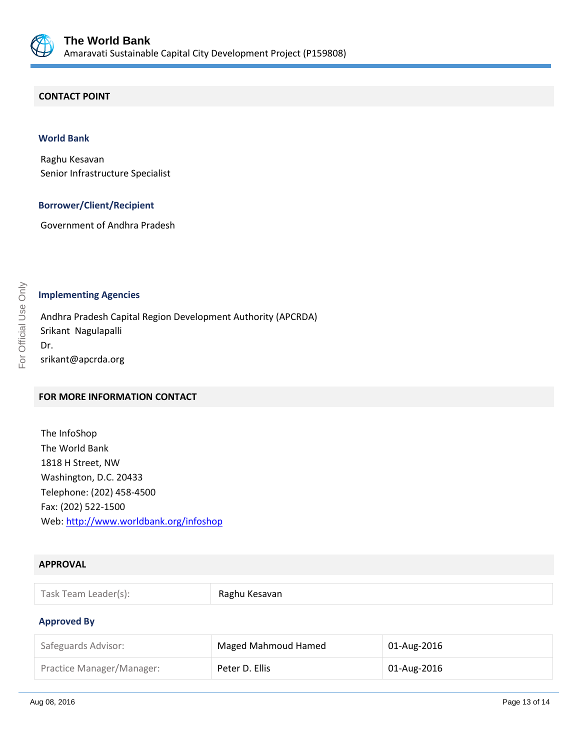## CONTACT POINT

### World Bank

Raghu Kesavan
Senior Infrastructure Specialist

### Borrower/Client/Recipient

Government of Andhra Pradesh

### Implementing Agencies

Andhra Pradesh Capital Region Development Authority (APCRDA)
Srikant Nagulapalli
Dr.
srikant@apcrda.org

## FOR MORE INFORMATION CONTACT

The InfoShop
The World Bank
1818 H Street, NW
Washington, D.C. 20433
Telephone: (202) 458-4500
Fax: (202) 522-1500
Web: http://www.worldbank.org/infoshop

## APPROVAL

| Task Team Leader(s): | Raghu Kesavan |
|---|---|

### Approved By

| Safeguards Advisor: | Maged Mahmoud Hamed | 01-Aug-2016 |
|---|---|---|
| Practice Manager/Manager: | Peter D. Ellis | 01-Aug-2016 |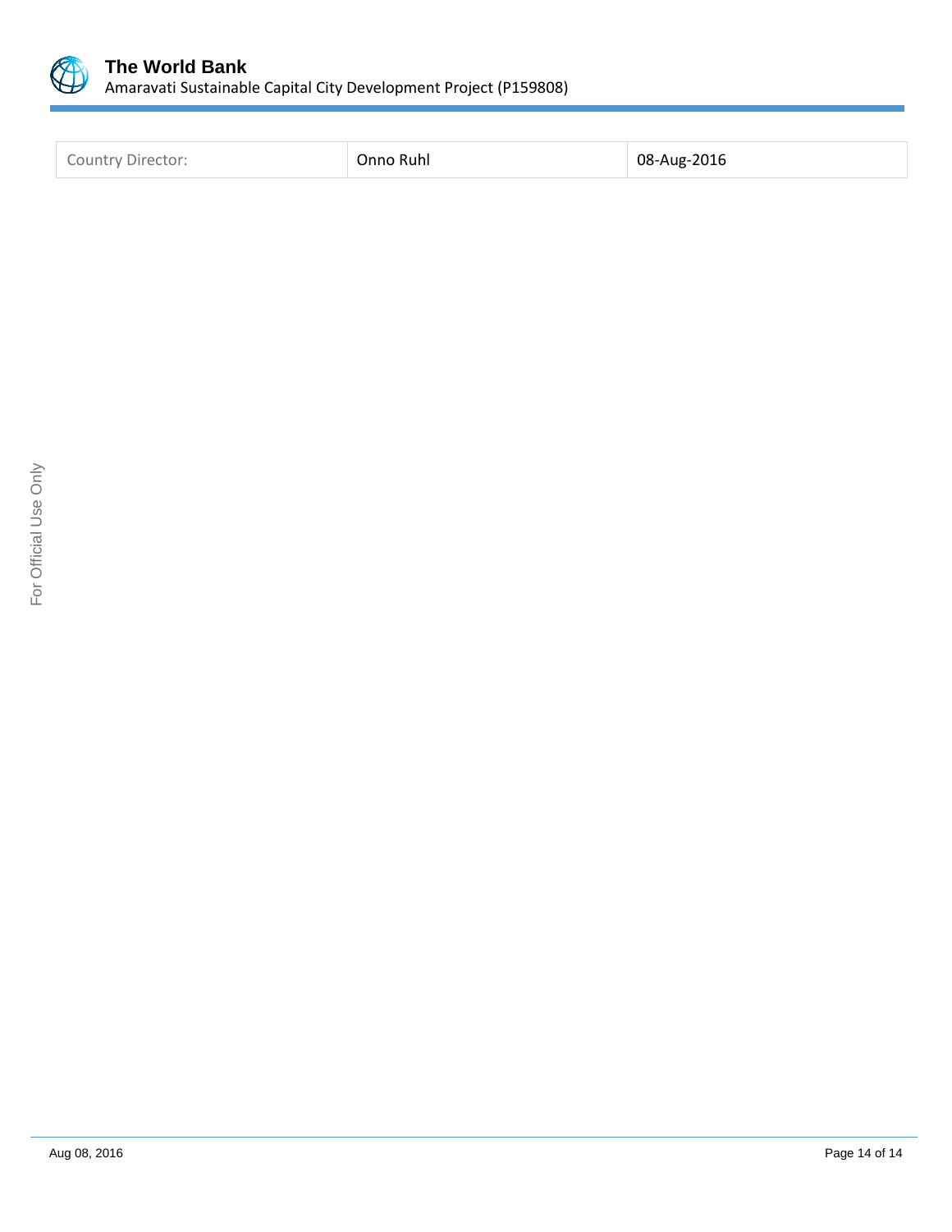| | | |
|---|---|---|
| Country Director: | Onno Ruhl | 08-Aug-2016 |